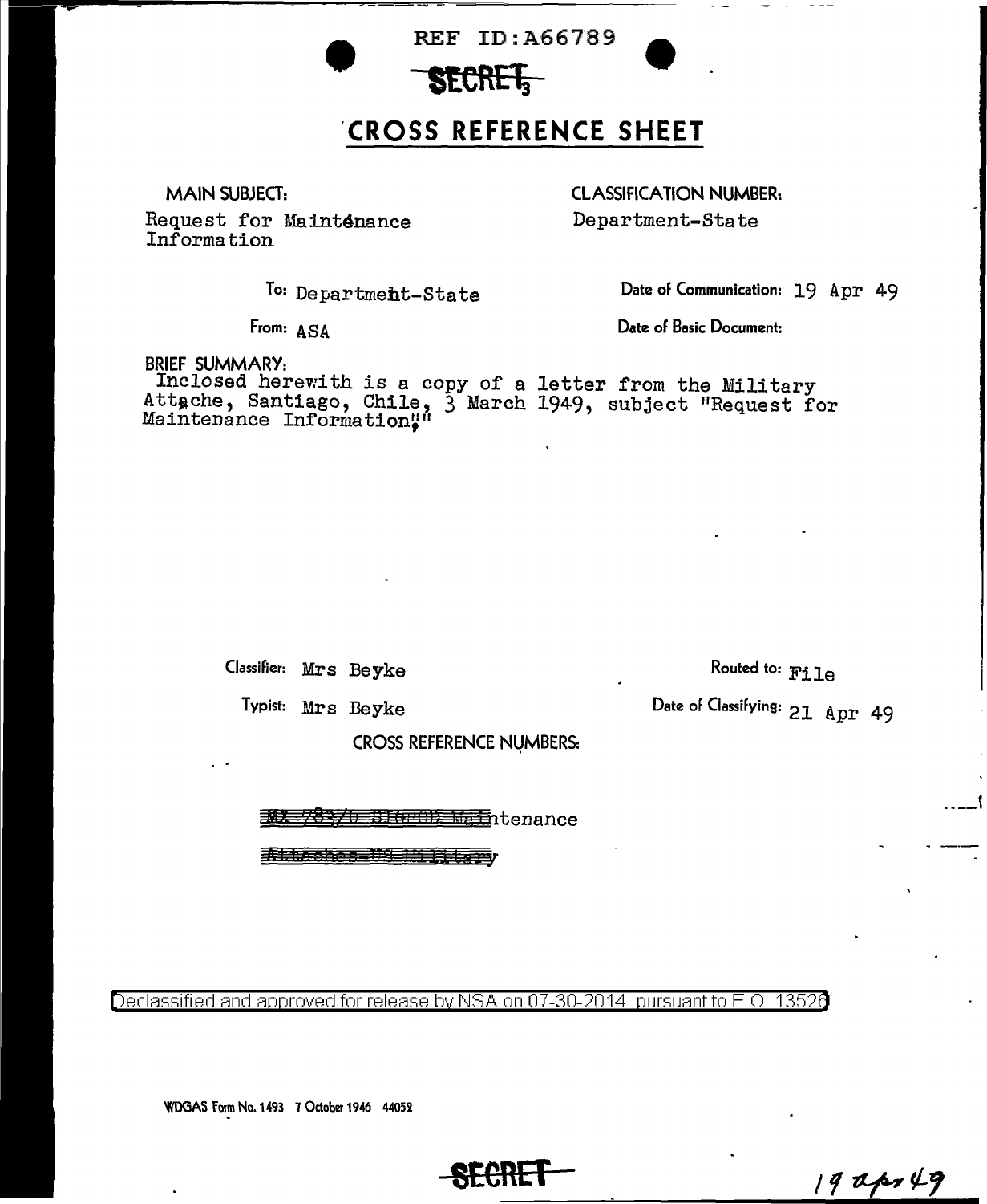REF ID:A66789

SECRET

# CROSS REFERENCE SHEET

MAIN SUBJECT:
Request for Maintenance Information

CLASSIFICATION NUMBER:
Department-State

To: Department-State

Date of Communication: 19 Apr 49

From: ASA

Date of Basic Document:

BRIEF SUMMARY:
Inclosed herewith is a copy of a letter from the Military Attache, Santiago, Chile, 3 March 1949, subject "Request for Maintenance Information."

Classifier: Mrs Beyke

Routed to: File

Typist: Mrs Beyke

Date of Classifying: 21 Apr 49

CROSS REFERENCE NUMBERS:

~~MX 783/0 SIG-05 Main~~tenance

~~Attaches-US Military~~

Declassified and approved for release by NSA on 07-30-2014 pursuant to E.O. 13526

WDGAS Form No. 1493 7 October 1946 44052

SECRET

19 Apr 49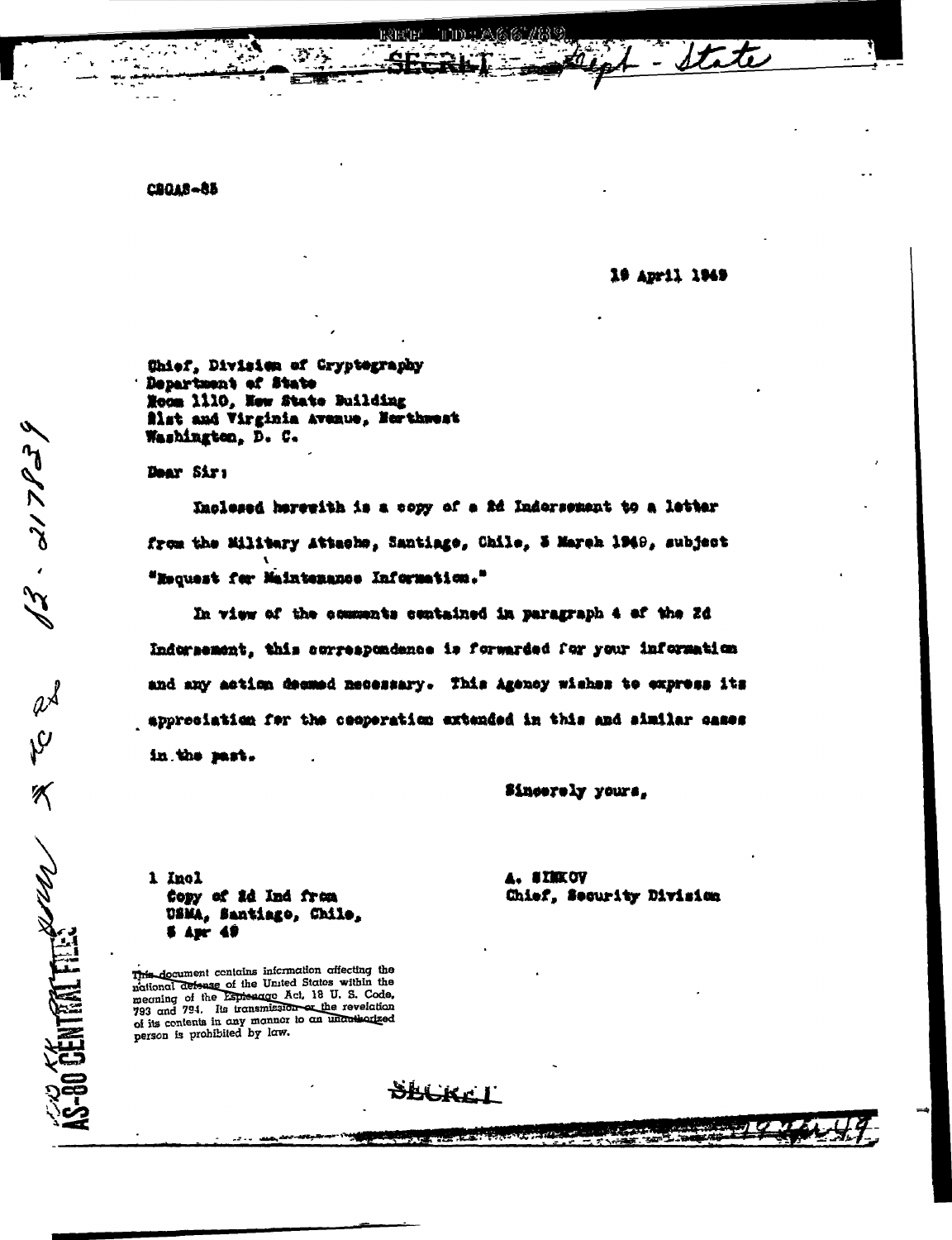SECRET - Dept - State

CSGAS-85

19 April 1949

Chief, Division of Cryptography
Department of State
Room 1110, New State Building
21st and Virginia Avenue, Northwest
Washington, D. C.

Dear Sir:

Inclosed herewith is a copy of a 2d Indorsement to a letter from the Military Attache, Santiago, Chile, 3 March 1949, subject "Request for Maintenance Information."

In view of the comments contained in paragraph 4 of the 2d Indorsement, this correspondence is forwarded for your information and any action deemed necessary. This Agency wishes to express its appreciation for the cooperation extended in this and similar cases in the past.

Sincerely yours,

1 Incl
Copy of 2d Ind from USMA, Santiago, Chile, 8 Apr 49

A. SINKOV
Chief, Security Division

This document contains information affecting the national defense of the United States within the meaning of the Espionage Act, 18 U. S. Code, 793 and 794. Its transmission or the revelation of its contents in any manner to an unauthorized person is prohibited by law.

SECRET